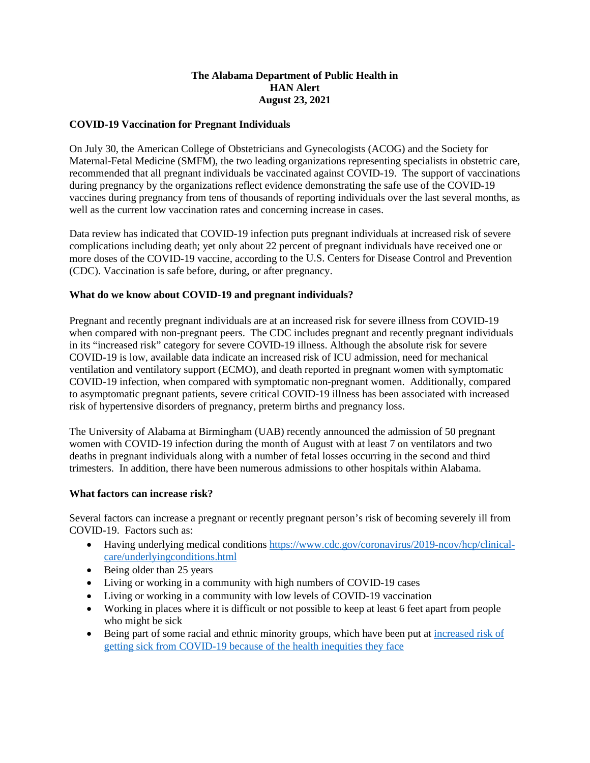**The Alabama Department of Public Health in**
**HAN Alert**
**August 23, 2021**

## COVID-19 Vaccination for Pregnant Individuals

On July 30, the American College of Obstetricians and Gynecologists (ACOG) and the Society for Maternal-Fetal Medicine (SMFM), the two leading organizations representing specialists in obstetric care, recommended that all pregnant individuals be vaccinated against COVID-19. The support of vaccinations during pregnancy by the organizations reflect evidence demonstrating the safe use of the COVID-19 vaccines during pregnancy from tens of thousands of reporting individuals over the last several months, as well as the current low vaccination rates and concerning increase in cases.

Data review has indicated that COVID-19 infection puts pregnant individuals at increased risk of severe complications including death; yet only about 22 percent of pregnant individuals have received one or more doses of the COVID-19 vaccine, according to the U.S. Centers for Disease Control and Prevention (CDC). Vaccination is safe before, during, or after pregnancy.

## What do we know about COVID-19 and pregnant individuals?

Pregnant and recently pregnant individuals are at an increased risk for severe illness from COVID-19 when compared with non-pregnant peers. The CDC includes pregnant and recently pregnant individuals in its "increased risk" category for severe COVID-19 illness. Although the absolute risk for severe COVID-19 is low, available data indicate an increased risk of ICU admission, need for mechanical ventilation and ventilatory support (ECMO), and death reported in pregnant women with symptomatic COVID-19 infection, when compared with symptomatic non-pregnant women. Additionally, compared to asymptomatic pregnant patients, severe critical COVID-19 illness has been associated with increased risk of hypertensive disorders of pregnancy, preterm births and pregnancy loss.

The University of Alabama at Birmingham (UAB) recently announced the admission of 50 pregnant women with COVID-19 infection during the month of August with at least 7 on ventilators and two deaths in pregnant individuals along with a number of fetal losses occurring in the second and third trimesters. In addition, there have been numerous admissions to other hospitals within Alabama.

## What factors can increase risk?

Several factors can increase a pregnant or recently pregnant person's risk of becoming severely ill from COVID-19. Factors such as:

- Having underlying medical conditions https://www.cdc.gov/coronavirus/2019-ncov/hcp/clinical-care/underlyingconditions.html
- Being older than 25 years
- Living or working in a community with high numbers of COVID-19 cases
- Living or working in a community with low levels of COVID-19 vaccination
- Working in places where it is difficult or not possible to keep at least 6 feet apart from people who might be sick
- Being part of some racial and ethnic minority groups, which have been put at increased risk of getting sick from COVID-19 because of the health inequities they face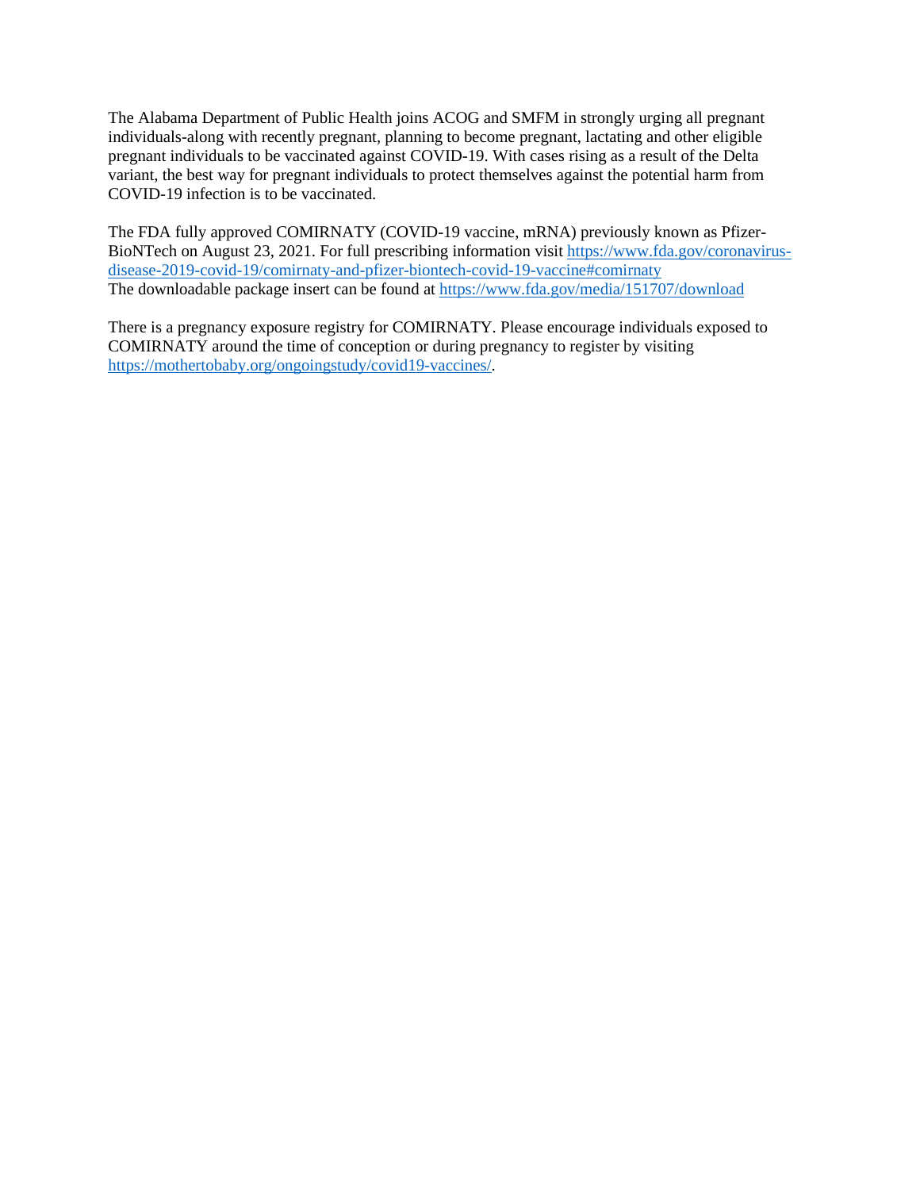The Alabama Department of Public Health joins ACOG and SMFM in strongly urging all pregnant individuals-along with recently pregnant, planning to become pregnant, lactating and other eligible pregnant individuals to be vaccinated against COVID-19. With cases rising as a result of the Delta variant, the best way for pregnant individuals to protect themselves against the potential harm from COVID-19 infection is to be vaccinated.

The FDA fully approved COMIRNATY (COVID-19 vaccine, mRNA) previously known as Pfizer-BioNTech on August 23, 2021. For full prescribing information visit https://www.fda.gov/coronavirus-disease-2019-covid-19/comirnaty-and-pfizer-biontech-covid-19-vaccine#comirnaty
The downloadable package insert can be found at https://www.fda.gov/media/151707/download

There is a pregnancy exposure registry for COMIRNATY. Please encourage individuals exposed to COMIRNATY around the time of conception or during pregnancy to register by visiting https://mothertobaby.org/ongoingstudy/covid19-vaccines/.